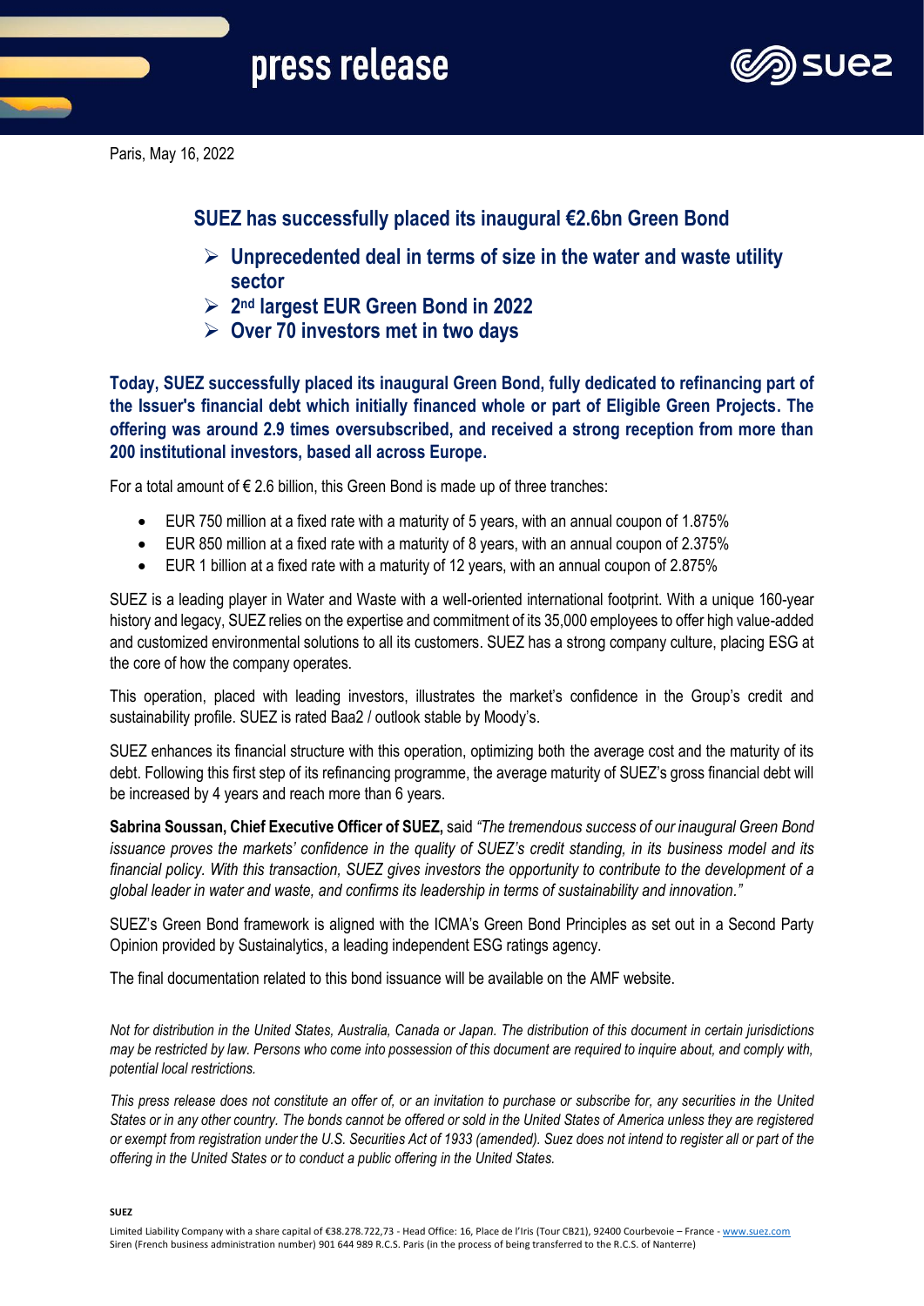# press release

Paris, May 16, 2022

## SUEZ has successfully placed its inaugural €2.6bn Green Bond

- **Unprecedented deal in terms of size in the water and waste utility sector**
- **2nd largest EUR Green Bond in 2022**
- **Over 70 investors met in two days**

**Today, SUEZ successfully placed its inaugural Green Bond, fully dedicated to refinancing part of the Issuer's financial debt which initially financed whole or part of Eligible Green Projects. The offering was around 2.9 times oversubscribed, and received a strong reception from more than 200 institutional investors, based all across Europe.**

For a total amount of € 2.6 billion, this Green Bond is made up of three tranches:

- EUR 750 million at a fixed rate with a maturity of 5 years, with an annual coupon of 1.875%
- EUR 850 million at a fixed rate with a maturity of 8 years, with an annual coupon of 2.375%
- EUR 1 billion at a fixed rate with a maturity of 12 years, with an annual coupon of 2.875%

SUEZ is a leading player in Water and Waste with a well-oriented international footprint. With a unique 160-year history and legacy, SUEZ relies on the expertise and commitment of its 35,000 employees to offer high value-added and customized environmental solutions to all its customers. SUEZ has a strong company culture, placing ESG at the core of how the company operates.

This operation, placed with leading investors, illustrates the market's confidence in the Group's credit and sustainability profile. SUEZ is rated Baa2 / outlook stable by Moody's.

SUEZ enhances its financial structure with this operation, optimizing both the average cost and the maturity of its debt. Following this first step of its refinancing programme, the average maturity of SUEZ's gross financial debt will be increased by 4 years and reach more than 6 years.

**Sabrina Soussan, Chief Executive Officer of SUEZ,** said *"The tremendous success of our inaugural Green Bond issuance proves the markets' confidence in the quality of SUEZ's credit standing, in its business model and its financial policy. With this transaction, SUEZ gives investors the opportunity to contribute to the development of a global leader in water and waste, and confirms its leadership in terms of sustainability and innovation."*

SUEZ's Green Bond framework is aligned with the ICMA's Green Bond Principles as set out in a Second Party Opinion provided by Sustainalytics, a leading independent ESG ratings agency.

The final documentation related to this bond issuance will be available on the AMF website.

*Not for distribution in the United States, Australia, Canada or Japan. The distribution of this document in certain jurisdictions may be restricted by law. Persons who come into possession of this document are required to inquire about, and comply with, potential local restrictions.*

*This press release does not constitute an offer of, or an invitation to purchase or subscribe for, any securities in the United States or in any other country. The bonds cannot be offered or sold in the United States of America unless they are registered or exempt from registration under the U.S. Securities Act of 1933 (amended). Suez does not intend to register all or part of the offering in the United States or to conduct a public offering in the United States.*

**SUEZ**

Limited Liability Company with a share capital of €38.278.722,73 - Head Office: 16, Place de l'Iris (Tour CB21), 92400 Courbevoie – France - www.suez.com
Siren (French business administration number) 901 644 989 R.C.S. Paris (in the process of being transferred to the R.C.S. of Nanterre)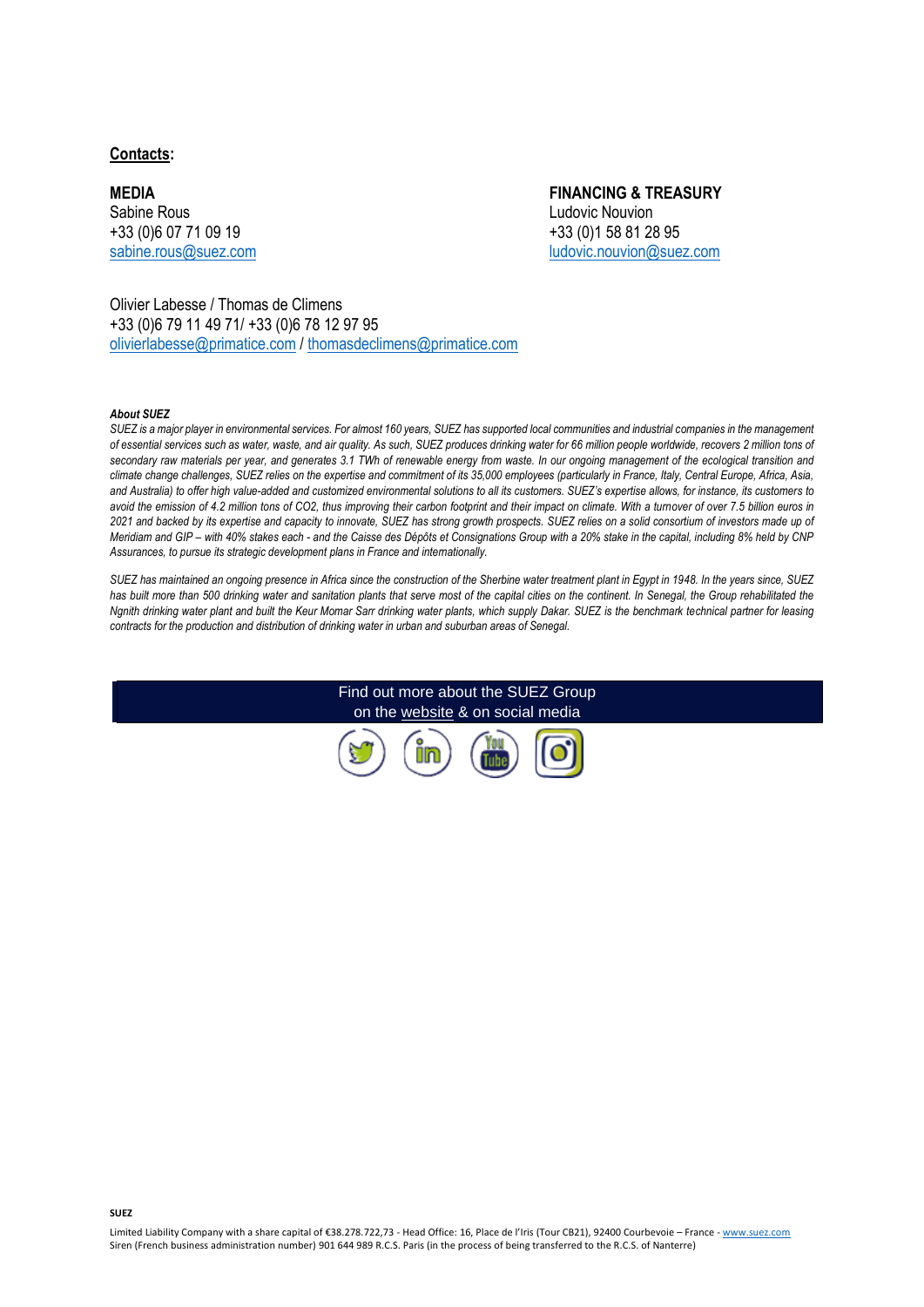**Contacts:**

**MEDIA**
Sabine Rous
+33 (0)6 07 71 09 19
sabine.rous@suez.com

Olivier Labesse / Thomas de Climens
+33 (0)6 79 11 49 71/ +33 (0)6 78 12 97 95
olivierlabesse@primatice.com / thomasdeclimens@primatice.com

**FINANCING & TREASURY**
Ludovic Nouvion
+33 (0)1 58 81 28 95
ludovic.nouvion@suez.com

***About SUEZ***

*SUEZ is a major player in environmental services. For almost 160 years, SUEZ has supported local communities and industrial companies in the management of essential services such as water, waste, and air quality. As such, SUEZ produces drinking water for 66 million people worldwide, recovers 2 million tons of secondary raw materials per year, and generates 3.1 TWh of renewable energy from waste. In our ongoing management of the ecological transition and climate change challenges, SUEZ relies on the expertise and commitment of its 35,000 employees (particularly in France, Italy, Central Europe, Africa, Asia, and Australia) to offer high value-added and customized environmental solutions to all its customers. SUEZ's expertise allows, for instance, its customers to avoid the emission of 4.2 million tons of CO2, thus improving their carbon footprint and their impact on climate. With a turnover of over 7.5 billion euros in 2021 and backed by its expertise and capacity to innovate, SUEZ has strong growth prospects. SUEZ relies on a solid consortium of investors made up of Meridiam and GIP – with 40% stakes each - and the Caisse des Dépôts et Consignations Group with a 20% stake in the capital, including 8% held by CNP Assurances, to pursue its strategic development plans in France and internationally.*

*SUEZ has maintained an ongoing presence in Africa since the construction of the Sherbine water treatment plant in Egypt in 1948. In the years since, SUEZ has built more than 500 drinking water and sanitation plants that serve most of the capital cities on the continent. In Senegal, the Group rehabilitated the Ngnith drinking water plant and built the Keur Momar Sarr drinking water plants, which supply Dakar. SUEZ is the benchmark technical partner for leasing contracts for the production and distribution of drinking water in urban and suburban areas of Senegal.*

Find out more about the SUEZ Group
on the website & on social media

**SUEZ**

Limited Liability Company with a share capital of €38.278.722,73 - Head Office: 16, Place de l'Iris (Tour CB21), 92400 Courbevoie – France - www.suez.com
Siren (French business administration number) 901 644 989 R.C.S. Paris (in the process of being transferred to the R.C.S. of Nanterre)